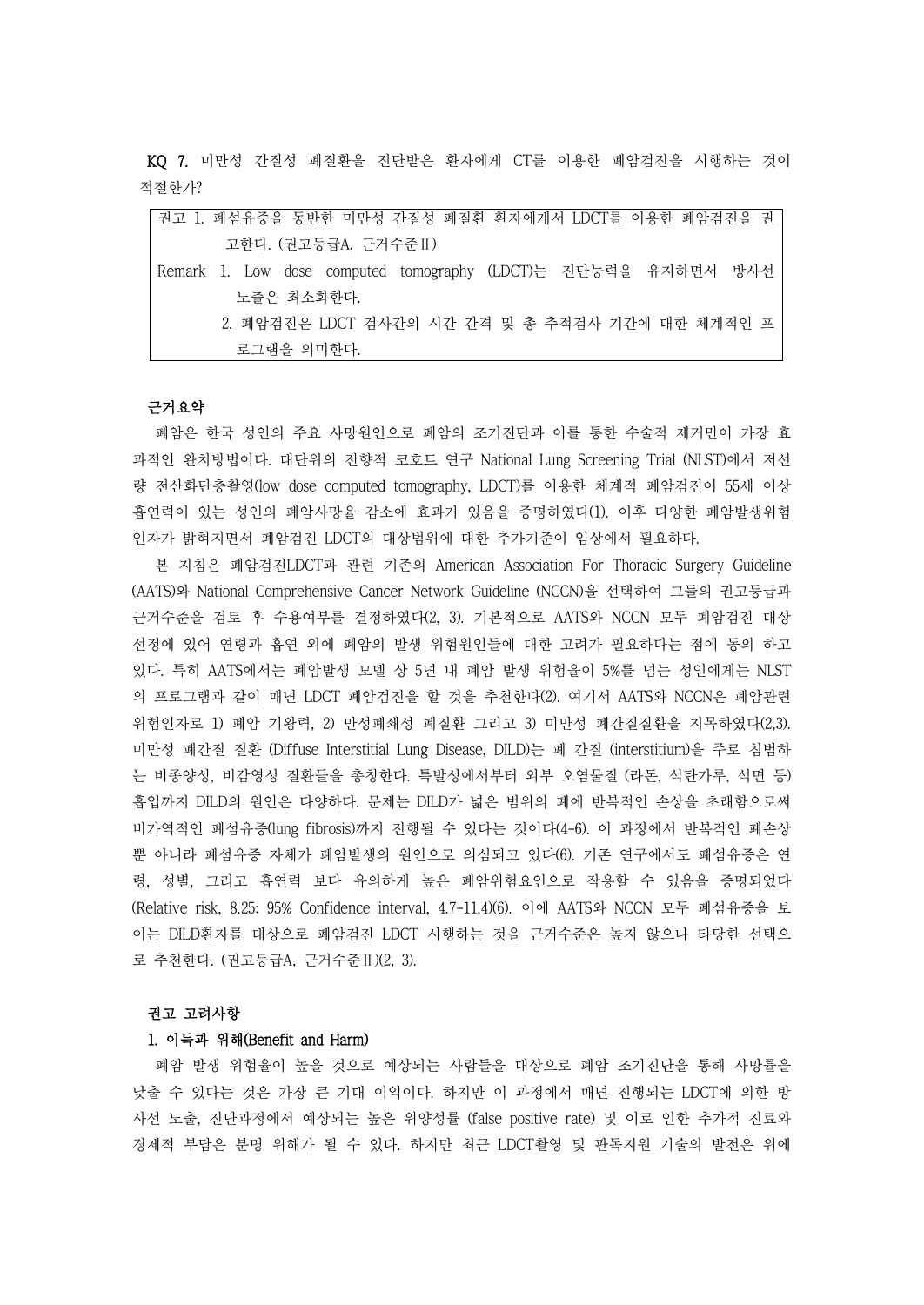**KQ 7.** 미만성 간질성 폐질환을 진단받은 환자에게 CT를 이용한 폐암검진을 시행하는 것이 적절한가?

> 권고 1. 폐섬유증을 동반한 미만성 간질성 폐질환 환자에게서 LDCT를 이용한 폐암검진을 권고한다. (권고등급A, 근거수준Ⅱ)
>
> Remark 1. Low dose computed tomography (LDCT)는 진단능력을 유지하면서 방사선 노출은 최소화한다.
>
> 2. 폐암검진은 LDCT 검사간의 시간 간격 및 총 추적검사 기간에 대한 체계적인 프로그램을 의미한다.

**근거요약**

폐암은 한국 성인의 주요 사망원인으로 폐암의 조기진단과 이를 통한 수술적 제거만이 가장 효과적인 완치방법이다. 대단위의 전향적 코호트 연구 National Lung Screening Trial (NLST)에서 저선량 전산화단층촬영(low dose computed tomography, LDCT)를 이용한 체계적 폐암검진이 55세 이상 흡연력이 있는 성인의 폐암사망율 감소에 효과가 있음을 증명하였다(1). 이후 다양한 폐암발생위험인자가 밝혀지면서 폐암검진 LDCT의 대상범위에 대한 추가기준이 임상에서 필요하다.

본 지침은 폐암검진LDCT과 관련 기존의 American Association For Thoracic Surgery Guideline (AATS)와 National Comprehensive Cancer Network Guideline (NCCN)을 선택하여 그들의 권고등급과 근거수준을 검토 후 수용여부를 결정하였다(2, 3). 기본적으로 AATS와 NCCN 모두 폐암검진 대상 선정에 있어 연령과 흡연 외에 폐암의 발생 위험원인들에 대한 고려가 필요하다는 점에 동의 하고 있다. 특히 AATS에서는 폐암발생 모델 상 5년 내 폐암 발생 위험율이 5%를 넘는 성인에게는 NLST의 프로그램과 같이 매년 LDCT 폐암검진을 할 것을 추천한다(2). 여기서 AATS와 NCCN은 폐암관련 위험인자로 1) 폐암 기왕력, 2) 만성폐쇄성 폐질환 그리고 3) 미만성 폐간질질환을 지목하였다(2,3). 미만성 폐간질 질환 (Diffuse Interstitial Lung Disease, DILD)는 폐 간질 (interstitium)을 주로 침범하는 비종양성, 비감염성 질환들을 총칭한다. 특발성에서부터 외부 오염물질 (라돈, 석탄가루, 석면 등) 흡입까지 DILD의 원인은 다양하다. 문제는 DILD가 넓은 범위의 폐에 반복적인 손상을 초래함으로써 비가역적인 폐섬유증(lung fibrosis)까지 진행될 수 있다는 것이다(4-6). 이 과정에서 반복적인 폐손상 뿐 아니라 폐섬유증 자체가 폐암발생의 원인으로 의심되고 있다(6). 기존 연구에서도 폐섬유증은 연령, 성별, 그리고 흡연력 보다 유의하게 높은 폐암위험요인으로 작용할 수 있음을 증명되었다 (Relative risk, 8.25; 95% Confidence interval, 4.7-11.4)(6). 이에 AATS와 NCCN 모두 폐섬유증을 보이는 DILD환자를 대상으로 폐암검진 LDCT 시행하는 것을 근거수준은 높지 않으나 타당한 선택으로 추천한다. (권고등급A, 근거수준Ⅱ)(2, 3).

**권고 고려사항**

**1. 이득과 위해(Benefit and Harm)**

폐암 발생 위험율이 높을 것으로 예상되는 사람들을 대상으로 폐암 조기진단을 통해 사망률을 낮출 수 있다는 것은 가장 큰 기대 이익이다. 하지만 이 과정에서 매년 진행되는 LDCT에 의한 방사선 노출, 진단과정에서 예상되는 높은 위양성률 (false positive rate) 및 이로 인한 추가적 진료와 경제적 부담은 분명 위해가 될 수 있다. 하지만 최근 LDCT촬영 및 판독지원 기술의 발전은 위에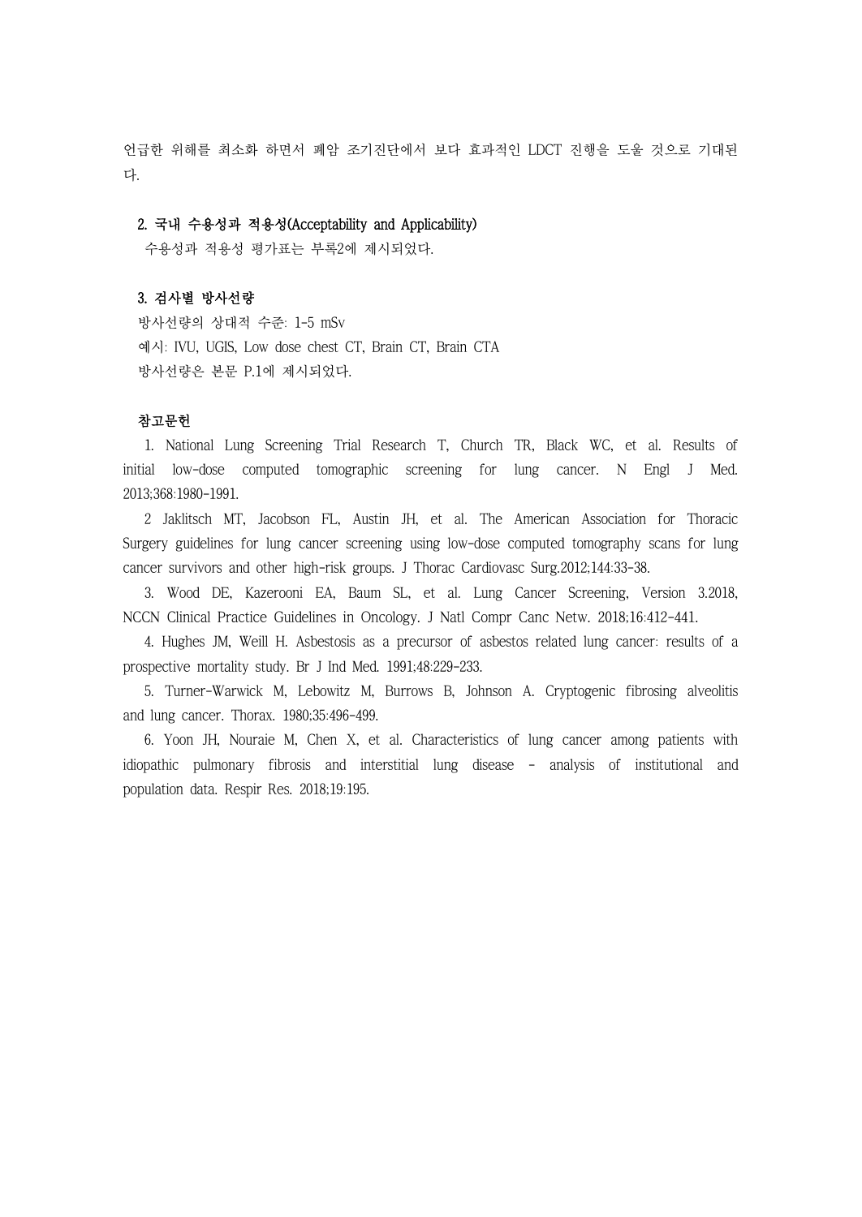언급한 위해를 최소화 하면서 폐암 조기진단에서 보다 효과적인 LDCT 진행을 도울 것으로 기대된다.

### 2. 국내 수용성과 적용성(Acceptability and Applicability)

수용성과 적용성 평가표는 부록2에 제시되었다.

### 3. 검사별 방사선량

방사선량의 상대적 수준: 1-5 mSv

예시: IVU, UGIS, Low dose chest CT, Brain CT, Brain CTA

방사선량은 본문 P.1에 제시되었다.

### 참고문헌

1. National Lung Screening Trial Research T, Church TR, Black WC, et al. Results of initial low-dose computed tomographic screening for lung cancer. N Engl J Med. 2013;368:1980-1991.

2 Jaklitsch MT, Jacobson FL, Austin JH, et al. The American Association for Thoracic Surgery guidelines for lung cancer screening using low-dose computed tomography scans for lung cancer survivors and other high-risk groups. J Thorac Cardiovasc Surg.2012;144:33-38.

3. Wood DE, Kazerooni EA, Baum SL, et al. Lung Cancer Screening, Version 3.2018, NCCN Clinical Practice Guidelines in Oncology. J Natl Compr Canc Netw. 2018;16:412-441.

4. Hughes JM, Weill H. Asbestosis as a precursor of asbestos related lung cancer: results of a prospective mortality study. Br J Ind Med. 1991;48:229-233.

5. Turner-Warwick M, Lebowitz M, Burrows B, Johnson A. Cryptogenic fibrosing alveolitis and lung cancer. Thorax. 1980;35:496-499.

6. Yoon JH, Nouraie M, Chen X, et al. Characteristics of lung cancer among patients with idiopathic pulmonary fibrosis and interstitial lung disease - analysis of institutional and population data. Respir Res. 2018;19:195.